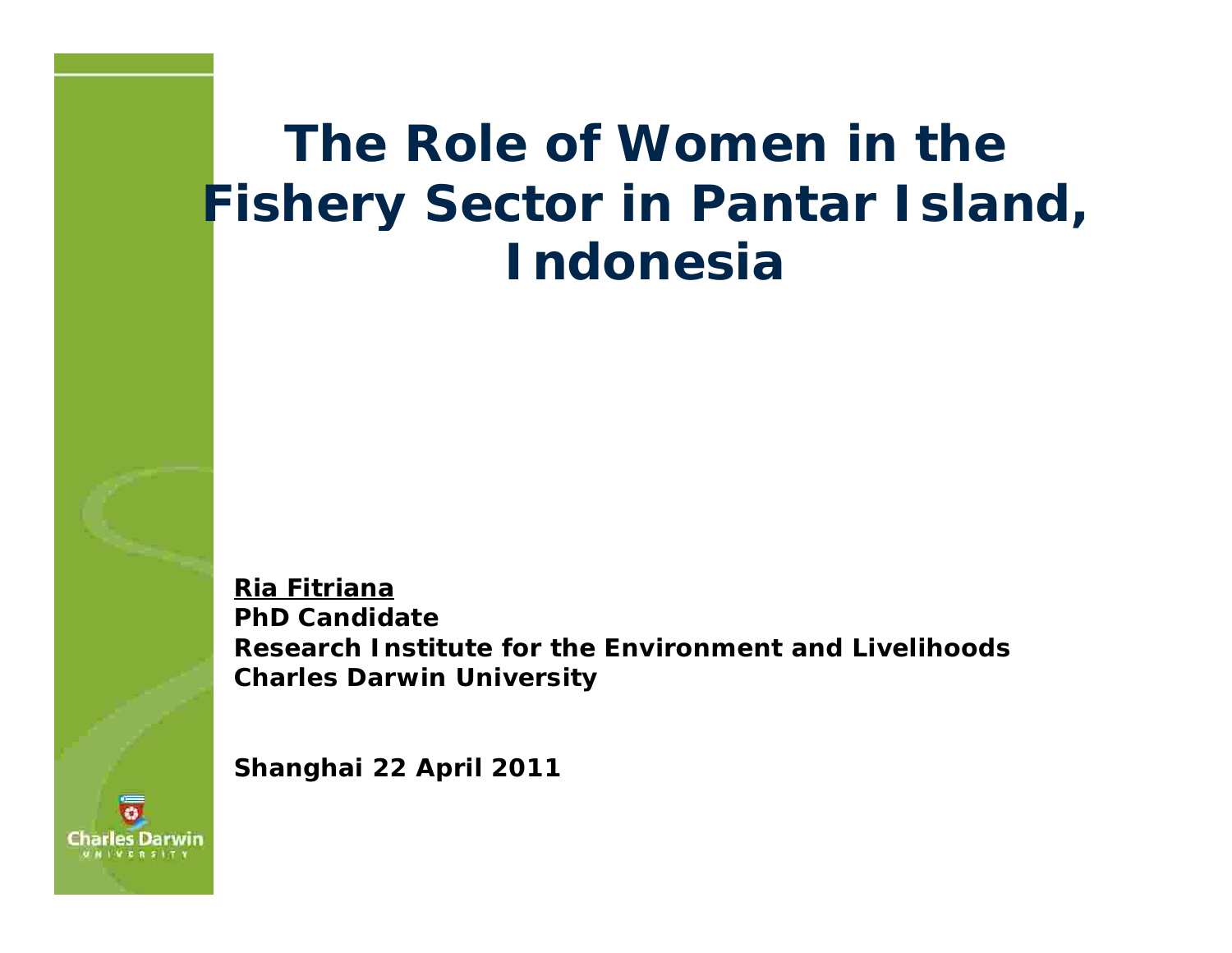# The Role of Women in the Fishery Sector in Pantar Island, Indonesia

**Ria Fitriana**
**PhD Candidate**
**Research Institute for the Environment and Livelihoods**
**Charles Darwin University**

**Shanghai 22 April 2011**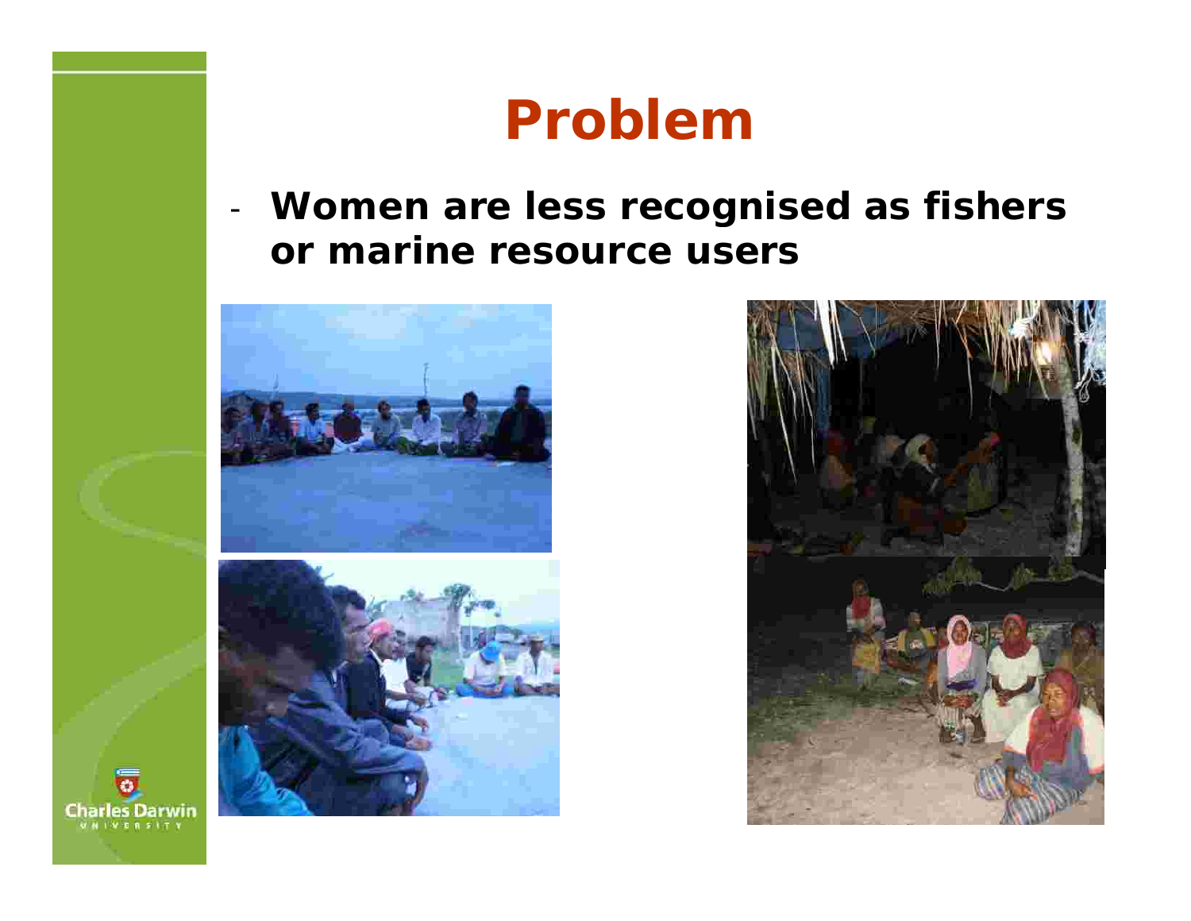# Problem

- **Women are less recognised as fishers or marine resource users**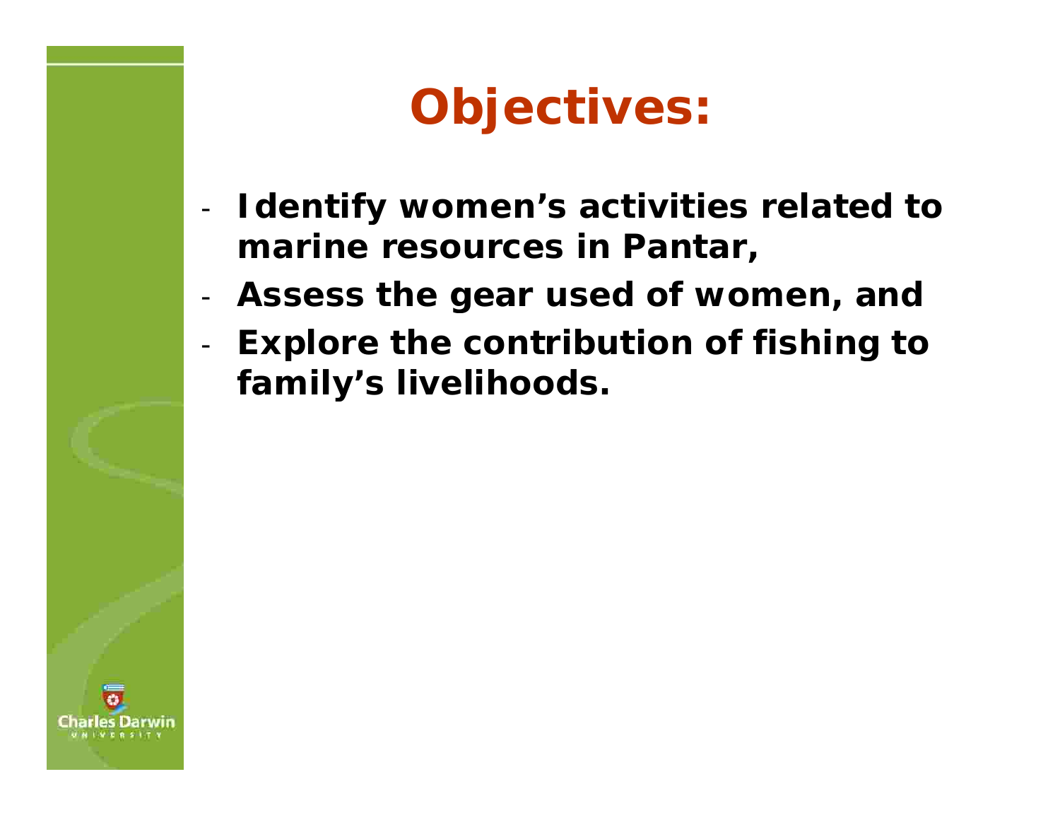# Objectives:

- **Identify women's activities related to marine resources in Pantar,**
- **Assess the gear used of women, and**
- **Explore the contribution of fishing to family's livelihoods.**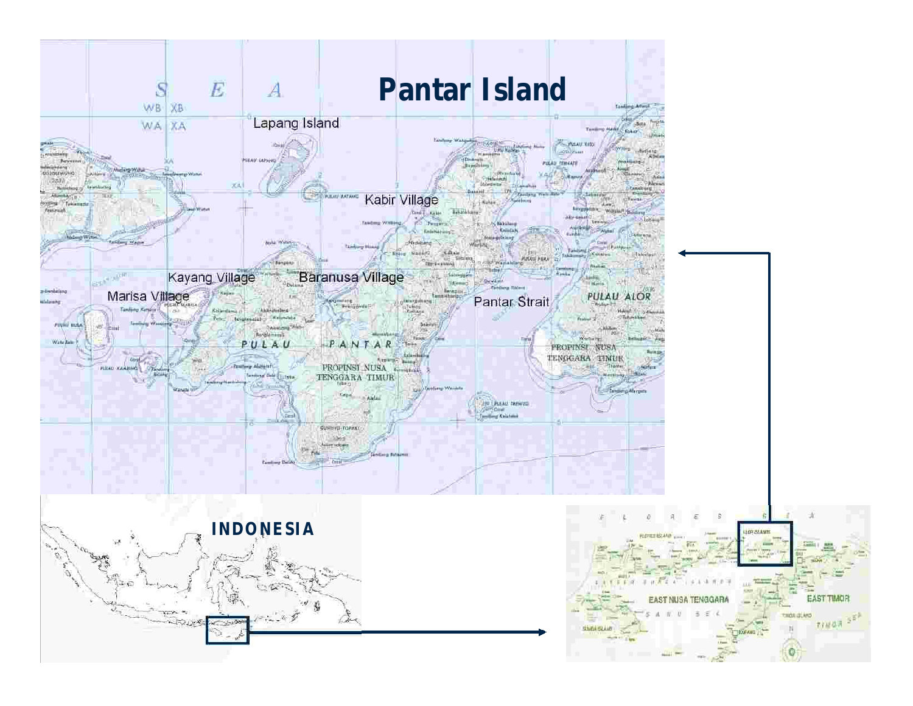# Pantar Island

Lapang Island

Kabir Village

Kayang Village

Baranusa Village

Marisa Village

Pantar Strait

INDONESIA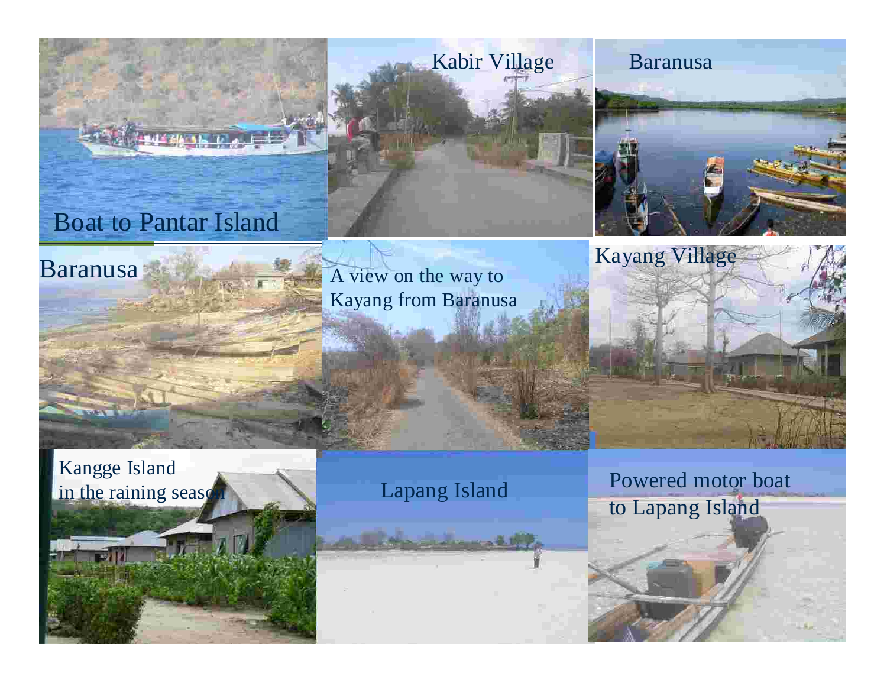Boat to Pantar Island

Kabir Village

Baranusa

Baranusa

A view on the way to Kayang from Baranusa

Kayang Village

Kangge Island in the raining season

Lapang Island

Powered motor boat to Lapang Island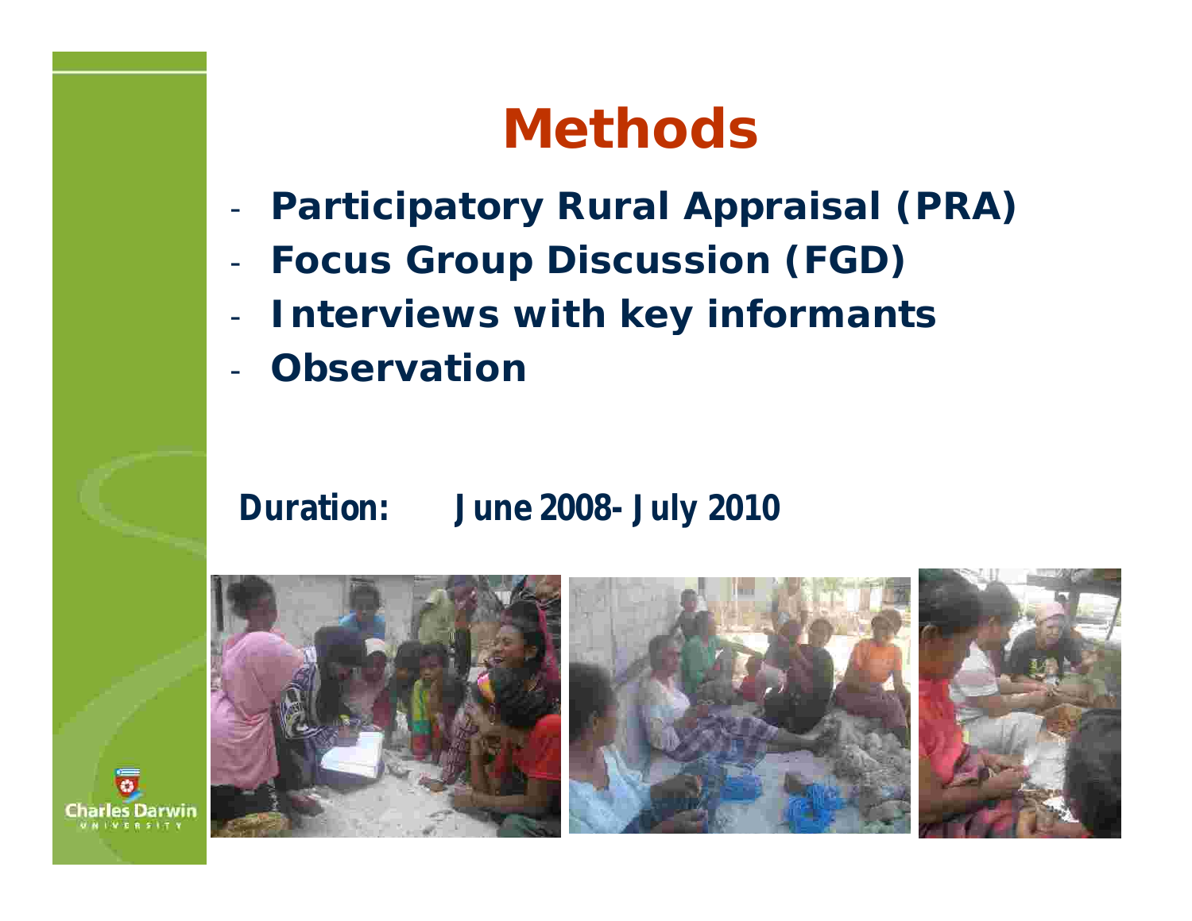# Methods

- **Participatory Rural Appraisal (PRA)**
- **Focus Group Discussion (FGD)**
- **Interviews with key informants**
- **Observation**

**Duration: June 2008- July 2010**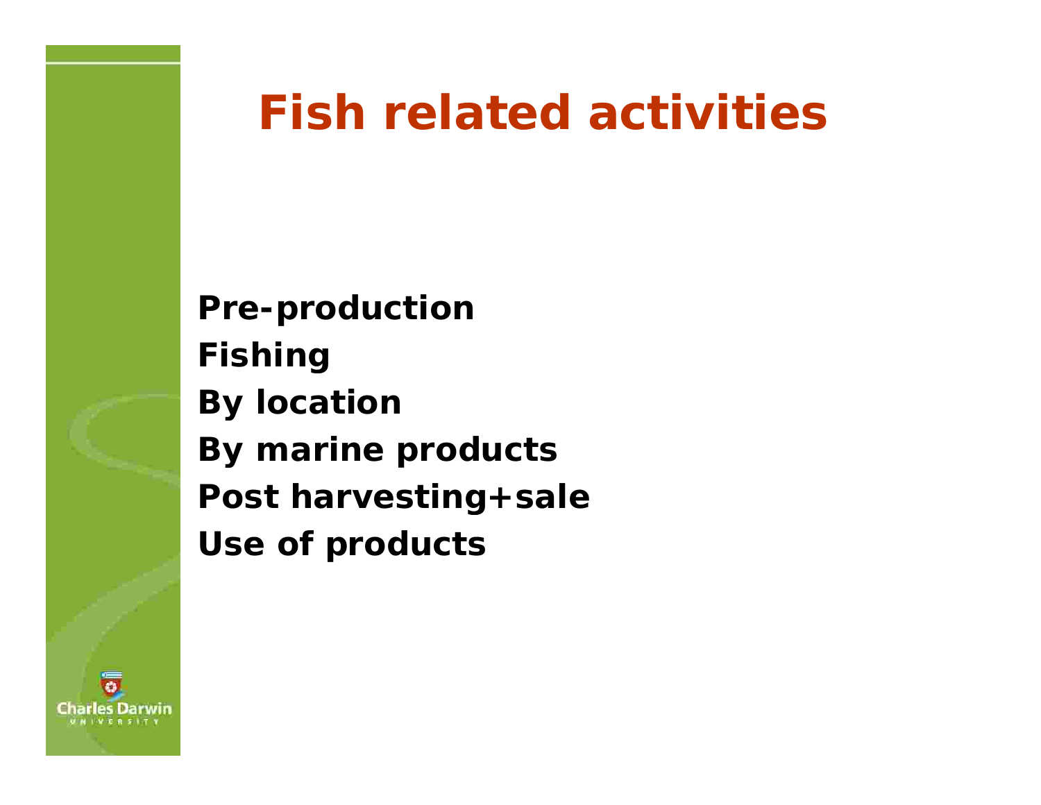# Fish related activities

**Pre-production**
**Fishing**
**By location**
**By marine products**
**Post harvesting+sale**
**Use of products**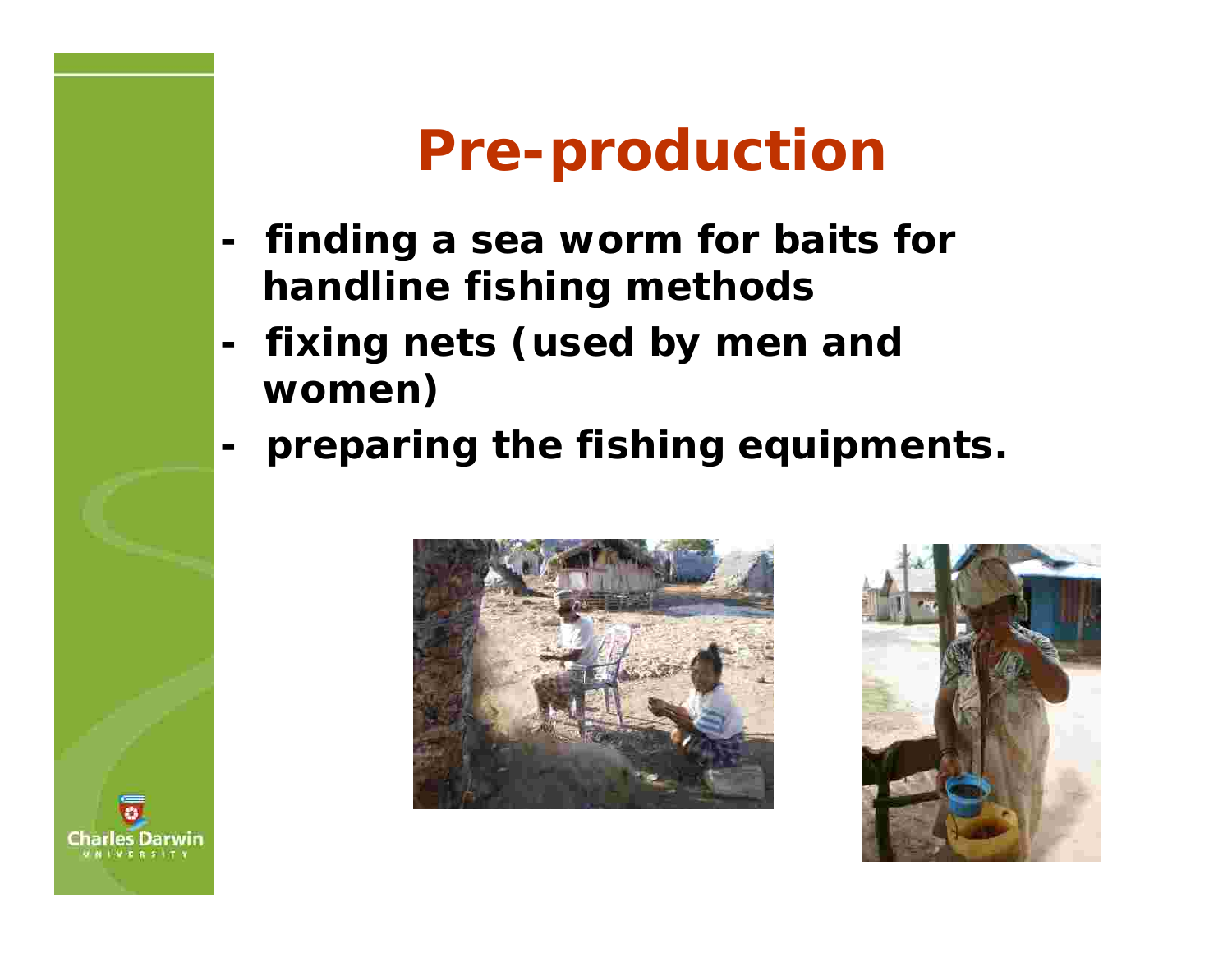# Pre-production

- finding a sea worm for baits for handline fishing methods
- fixing nets (used by men and women)
- preparing the fishing equipments.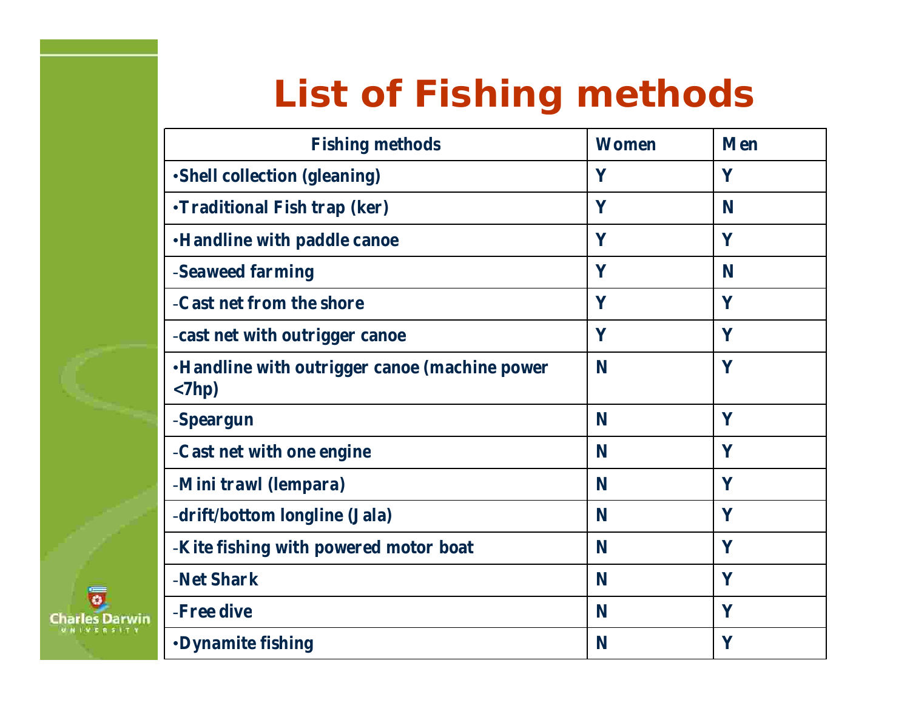# List of Fishing methods

| Fishing methods | Women | Men |
|---|---|---|
| •Shell collection (gleaning) | Y | Y |
| •Traditional Fish trap (ker) | Y | N |
| •Handline with paddle canoe | Y | Y |
| -Seaweed farming | Y | N |
| -Cast net from the shore | Y | Y |
| -cast net with outrigger canoe | Y | Y |
| •Handline with outrigger canoe (machine power <7hp) | N | Y |
| -Speargun | N | Y |
| -Cast net with one engine | N | Y |
| -Mini trawl (lempara) | N | Y |
| -drift/bottom longline (Jala) | N | Y |
| -Kite fishing with powered motor boat | N | Y |
| -Net Shark | N | Y |
| -Free dive | N | Y |
| •Dynamite fishing | N | Y |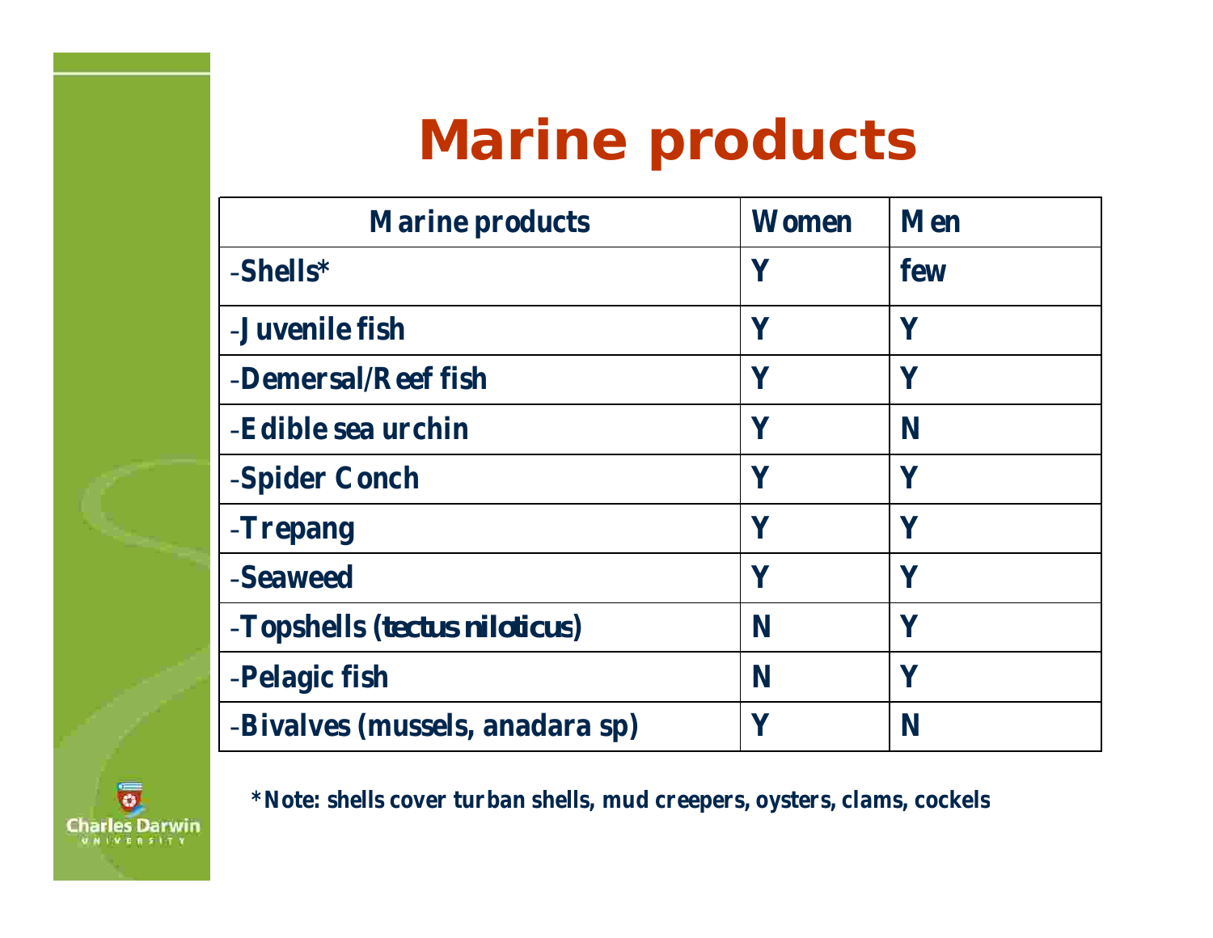# Marine products

| Marine products | Women | Men |
|---|---|---|
| -Shells* | Y | few |
| -Juvenile fish | Y | Y |
| -Demersal/Reef fish | Y | Y |
| -Edible sea urchin | Y | N |
| -Spider Conch | Y | Y |
| -Trepang | Y | Y |
| -Seaweed | Y | Y |
| -Topshells (*tectus niloticus*) | N | Y |
| -Pelagic fish | N | Y |
| -Bivalves (mussels, anadara sp) | Y | N |

*Note: shells cover turban shells, mud creepers, oysters, clams, cockels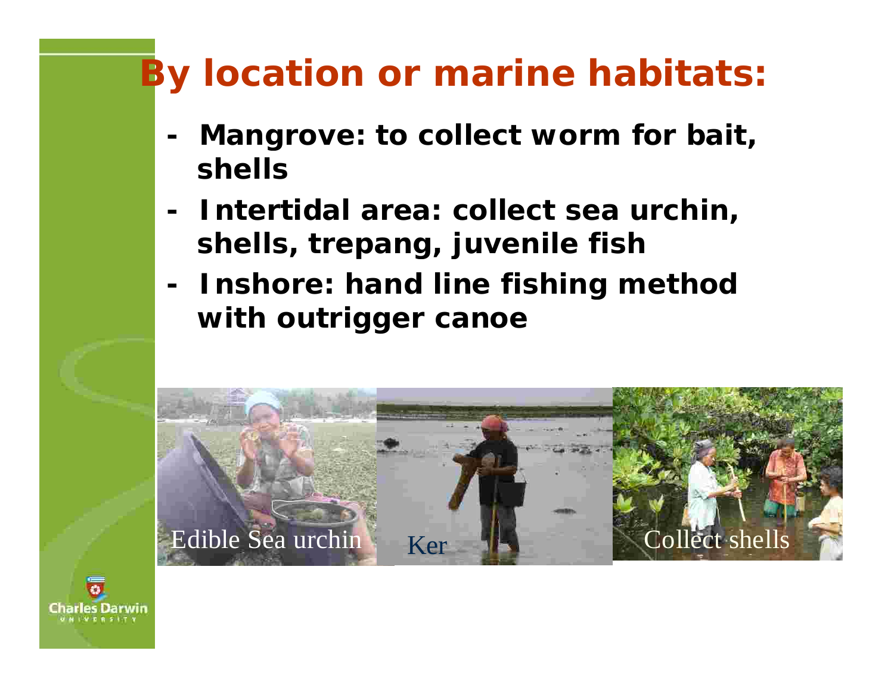# By location or marine habitats:

- Mangrove: to collect worm for bait, shells
- Intertidal area: collect sea urchin, shells, trepang, juvenile fish
- Inshore: hand line fishing method with outrigger canoe

Edible Sea urchin

Ker

Collect shells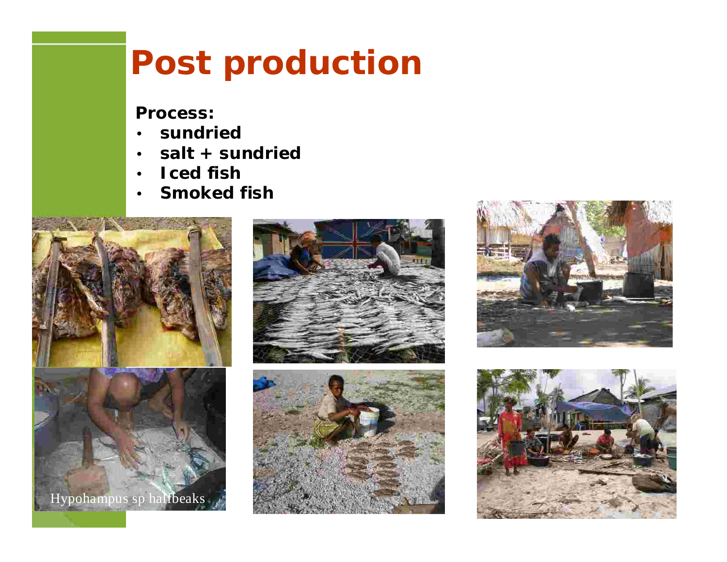# Post production

**Process:**

- **sundried**
- **salt + sundried**
- **Iced fish**
- **Smoked fish**

Hypohampus sp halfbeaks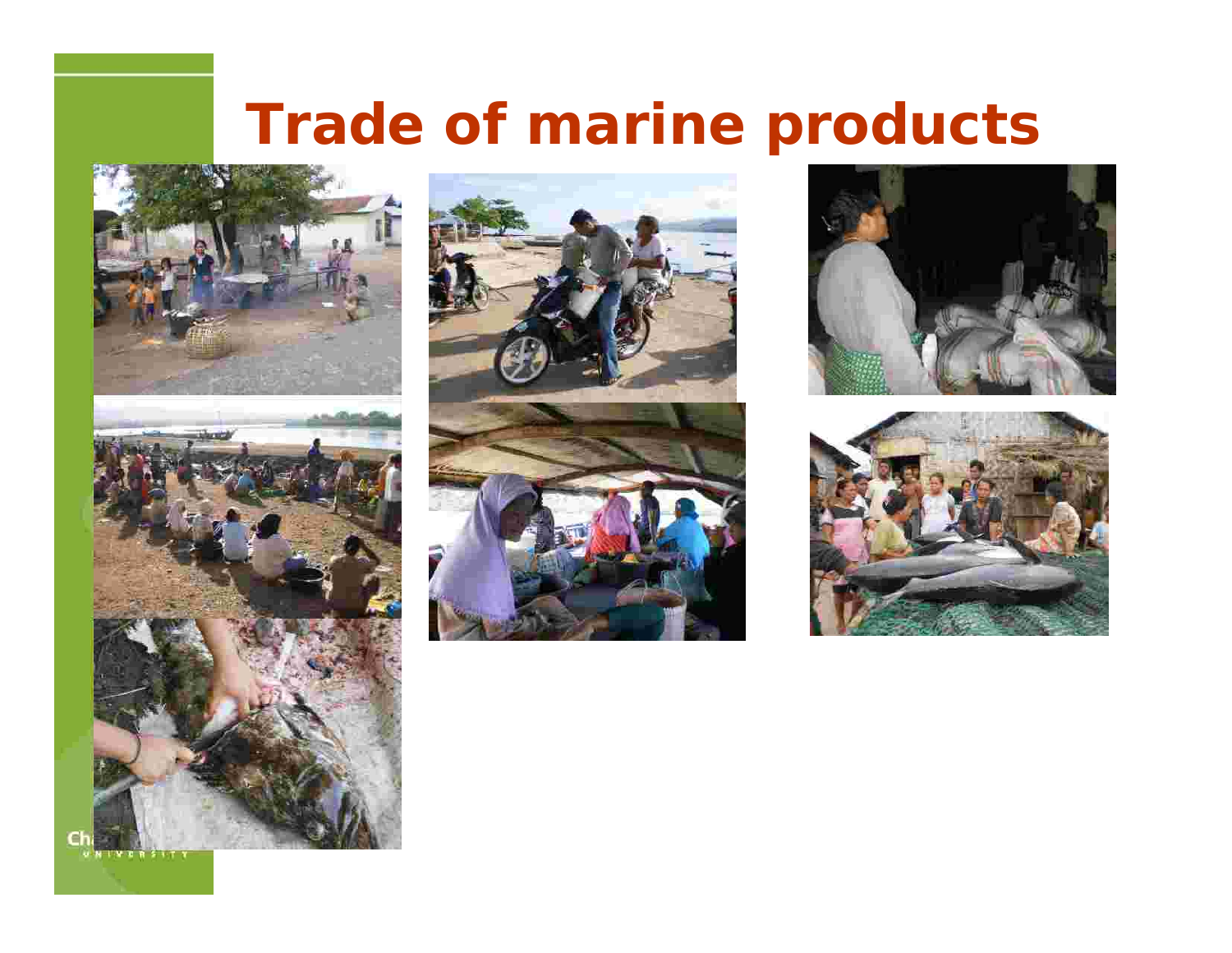# Trade of marine products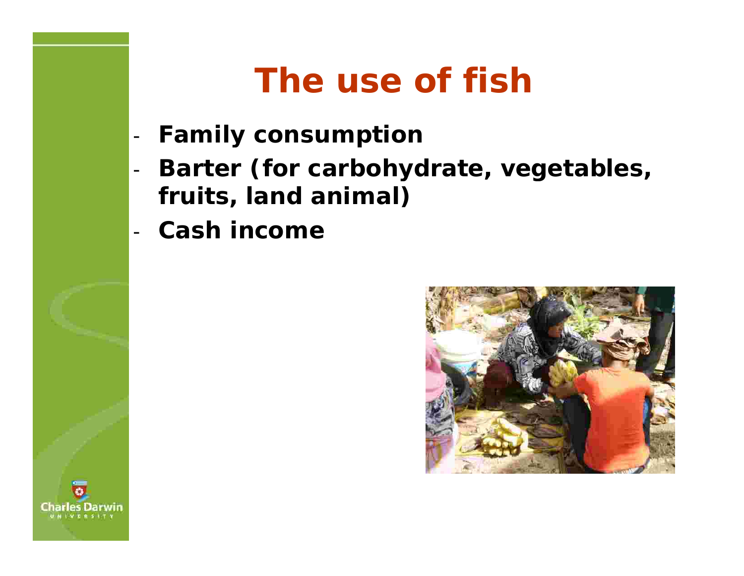# The use of fish

- **Family consumption**
- **Barter (for carbohydrate, vegetables, fruits, land animal)**
- **Cash income**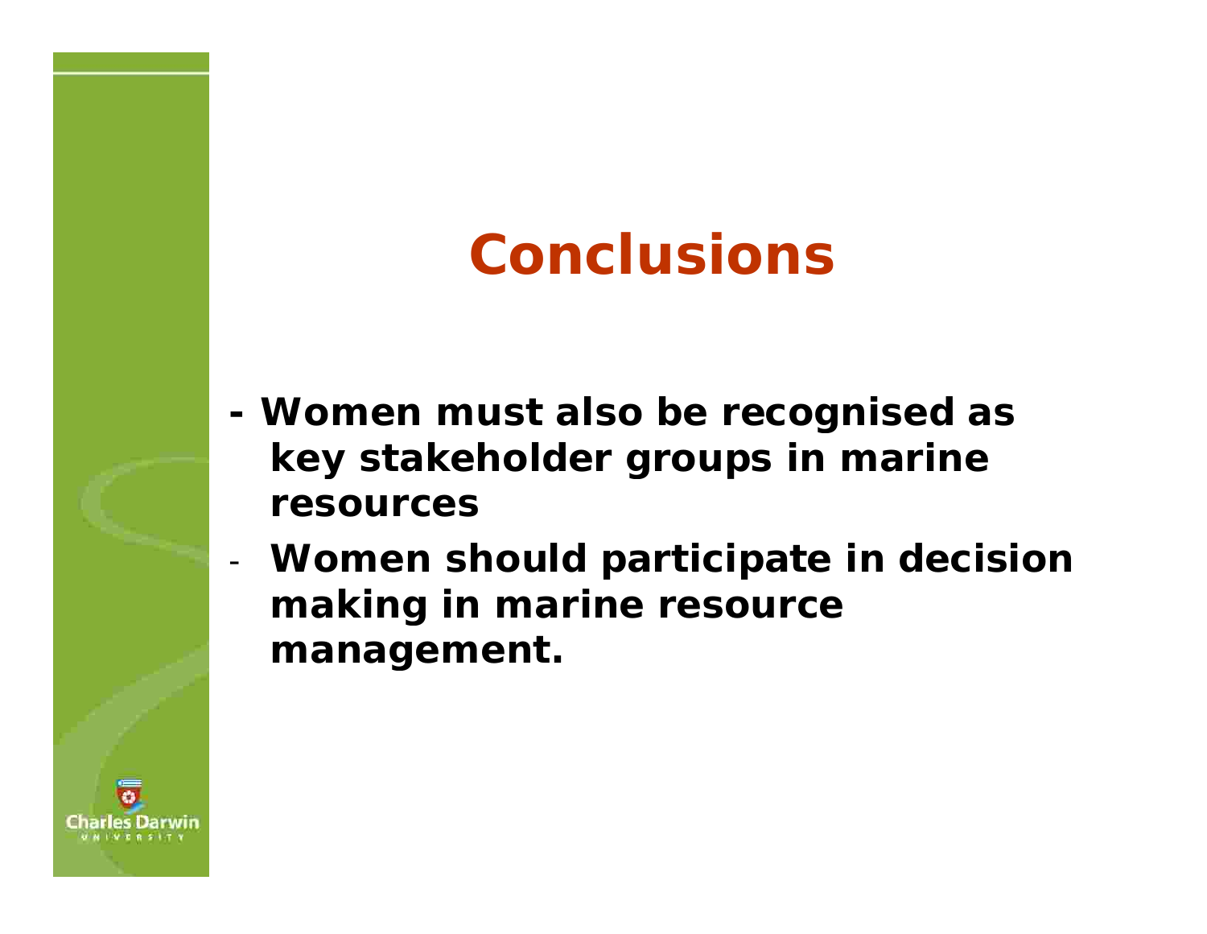# Conclusions

- **Women must also be recognised as key stakeholder groups in marine resources**
- **Women should participate in decision making in marine resource management.**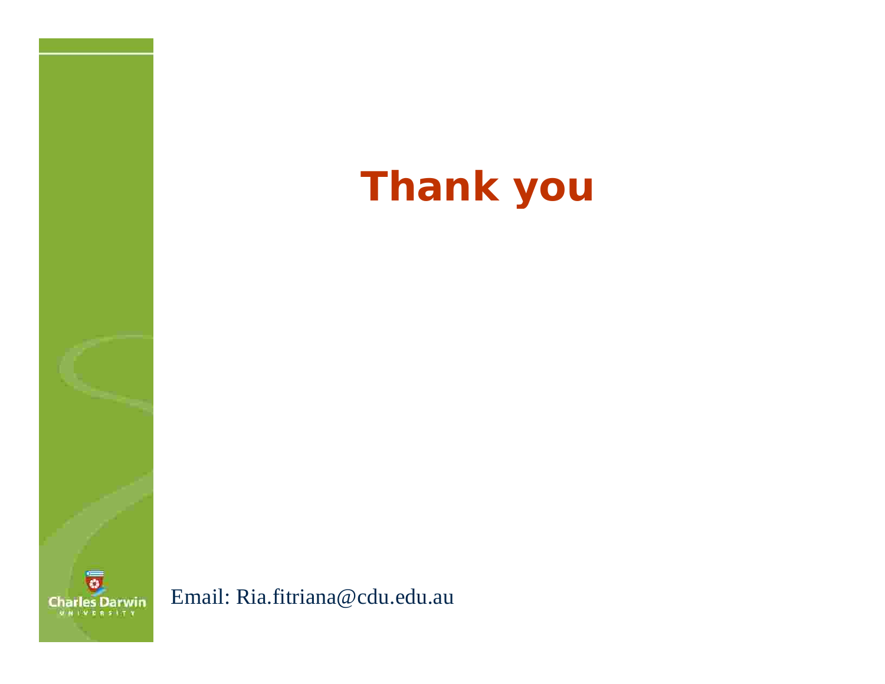# Thank you

Email: Ria.fitriana@cdu.edu.au